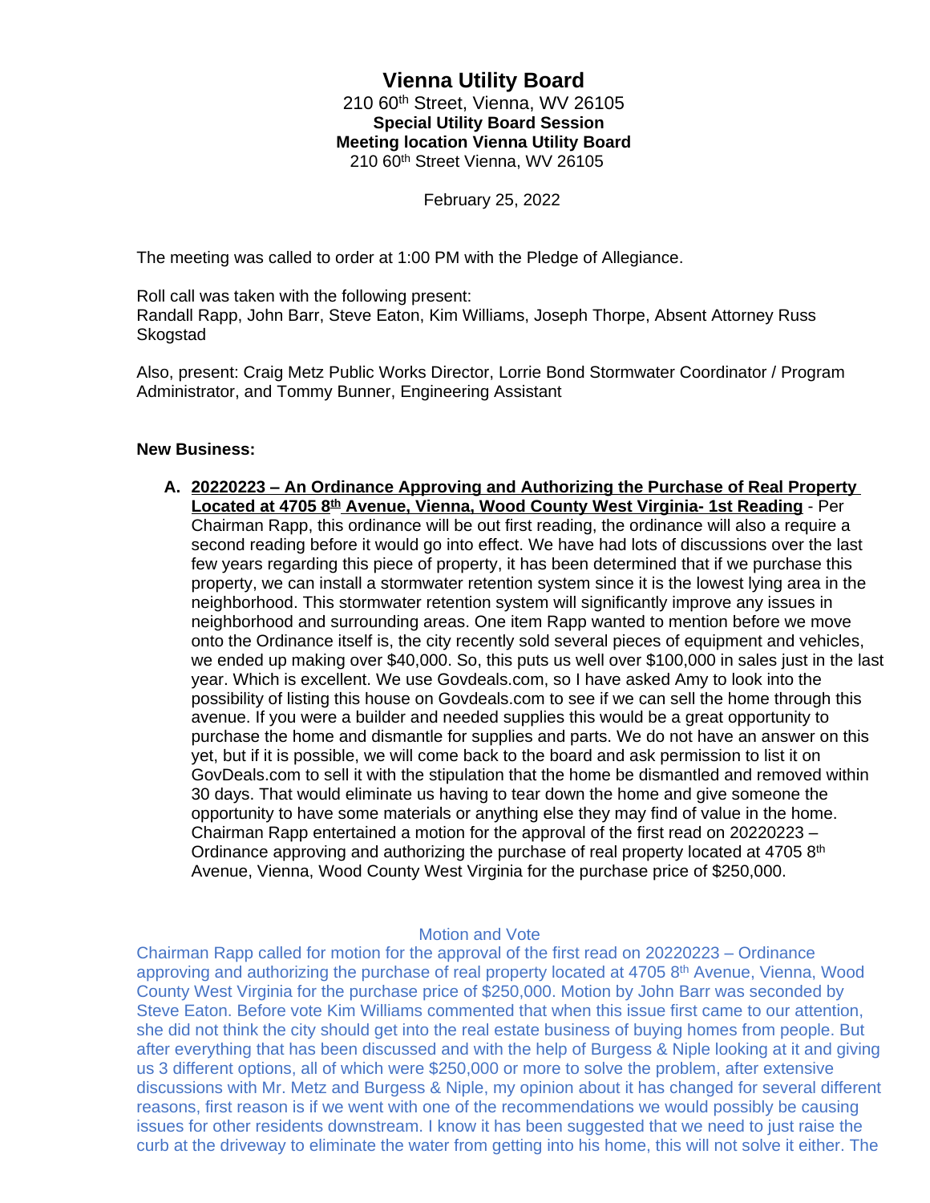# Vienna Utility Board

210 60th Street, Vienna, WV 26105

**Special Utility Board Session**

**Meeting location Vienna Utility Board**

210 60th Street Vienna, WV 26105

February 25, 2022

The meeting was called to order at 1:00 PM with the Pledge of Allegiance.

Roll call was taken with the following present:
Randall Rapp, John Barr, Steve Eaton, Kim Williams, Joseph Thorpe, Absent Attorney Russ Skogstad

Also, present: Craig Metz Public Works Director, Lorrie Bond Stormwater Coordinator / Program Administrator, and Tommy Bunner, Engineering Assistant

**New Business:**

**A. <u>20220223 – An Ordinance Approving and Authorizing the Purchase of Real Property Located at 4705 8th Avenue, Vienna, Wood County West Virginia- 1st Reading</u>** - Per Chairman Rapp, this ordinance will be out first reading, the ordinance will also a require a second reading before it would go into effect. We have had lots of discussions over the last few years regarding this piece of property, it has been determined that if we purchase this property, we can install a stormwater retention system since it is the lowest lying area in the neighborhood. This stormwater retention system will significantly improve any issues in neighborhood and surrounding areas. One item Rapp wanted to mention before we move onto the Ordinance itself is, the city recently sold several pieces of equipment and vehicles, we ended up making over $40,000. So, this puts us well over $100,000 in sales just in the last year. Which is excellent. We use Govdeals.com, so I have asked Amy to look into the possibility of listing this house on Govdeals.com to see if we can sell the home through this avenue. If you were a builder and needed supplies this would be a great opportunity to purchase the home and dismantle for supplies and parts. We do not have an answer on this yet, but if it is possible, we will come back to the board and ask permission to list it on GovDeals.com to sell it with the stipulation that the home be dismantled and removed within 30 days. That would eliminate us having to tear down the home and give someone the opportunity to have some materials or anything else they may find of value in the home. Chairman Rapp entertained a motion for the approval of the first read on 20220223 – Ordinance approving and authorizing the purchase of real property located at 4705 8th Avenue, Vienna, Wood County West Virginia for the purchase price of $250,000.

Motion and Vote

Chairman Rapp called for motion for the approval of the first read on 20220223 – Ordinance approving and authorizing the purchase of real property located at 4705 8th Avenue, Vienna, Wood County West Virginia for the purchase price of $250,000. Motion by John Barr was seconded by Steve Eaton. Before vote Kim Williams commented that when this issue first came to our attention, she did not think the city should get into the real estate business of buying homes from people. But after everything that has been discussed and with the help of Burgess & Niple looking at it and giving us 3 different options, all of which were $250,000 or more to solve the problem, after extensive discussions with Mr. Metz and Burgess & Niple, my opinion about it has changed for several different reasons, first reason is if we went with one of the recommendations we would possibly be causing issues for other residents downstream. I know it has been suggested that we need to just raise the curb at the driveway to eliminate the water from getting into his home, this will not solve it either. The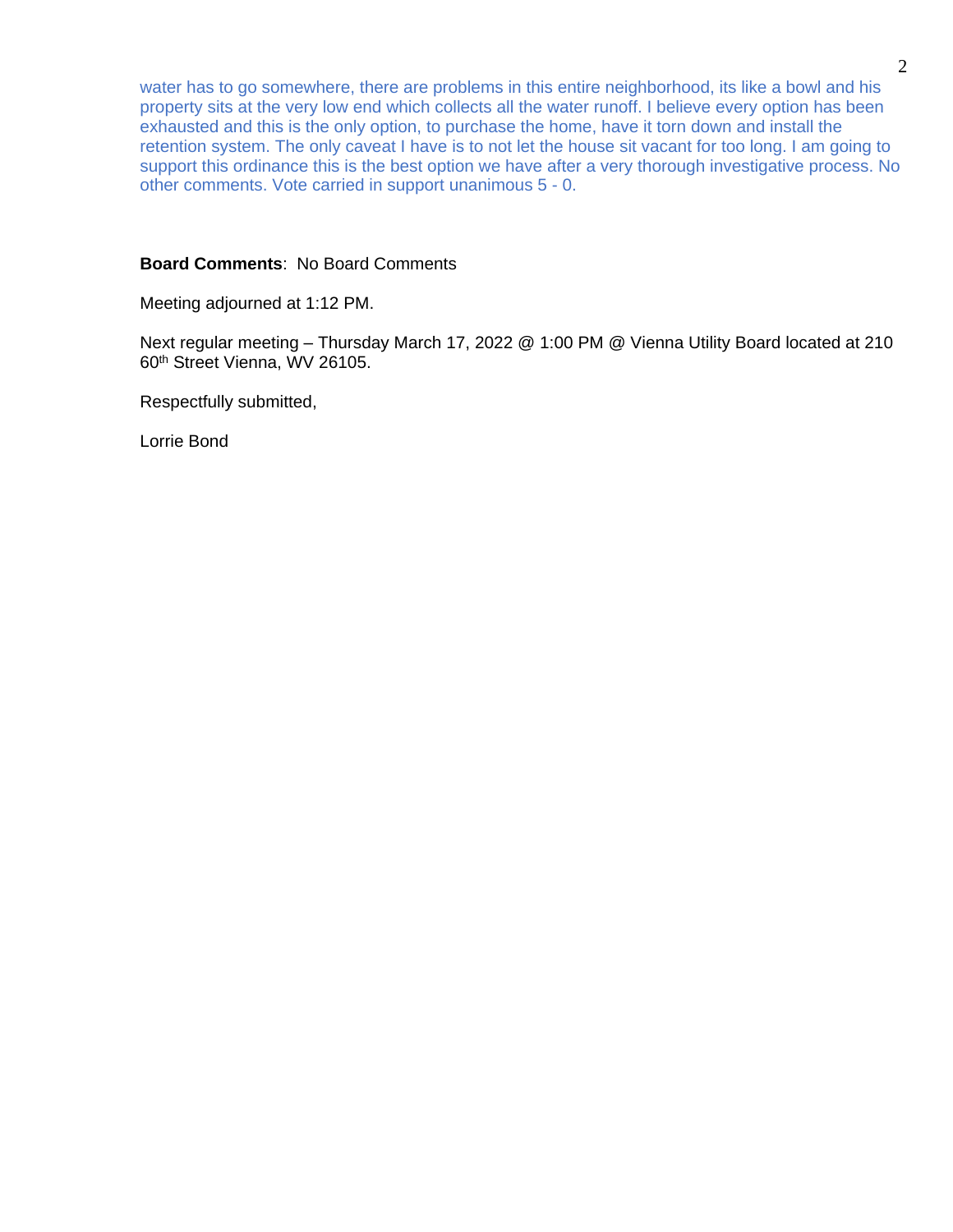water has to go somewhere, there are problems in this entire neighborhood, its like a bowl and his property sits at the very low end which collects all the water runoff. I believe every option has been exhausted and this is the only option, to purchase the home, have it torn down and install the retention system. The only caveat I have is to not let the house sit vacant for too long. I am going to support this ordinance this is the best option we have after a very thorough investigative process. No other comments. Vote carried in support unanimous 5 - 0.

**Board Comments**: No Board Comments

Meeting adjourned at 1:12 PM.

Next regular meeting – Thursday March 17, 2022 @ 1:00 PM @ Vienna Utility Board located at 210 60th Street Vienna, WV 26105.

Respectfully submitted,

Lorrie Bond